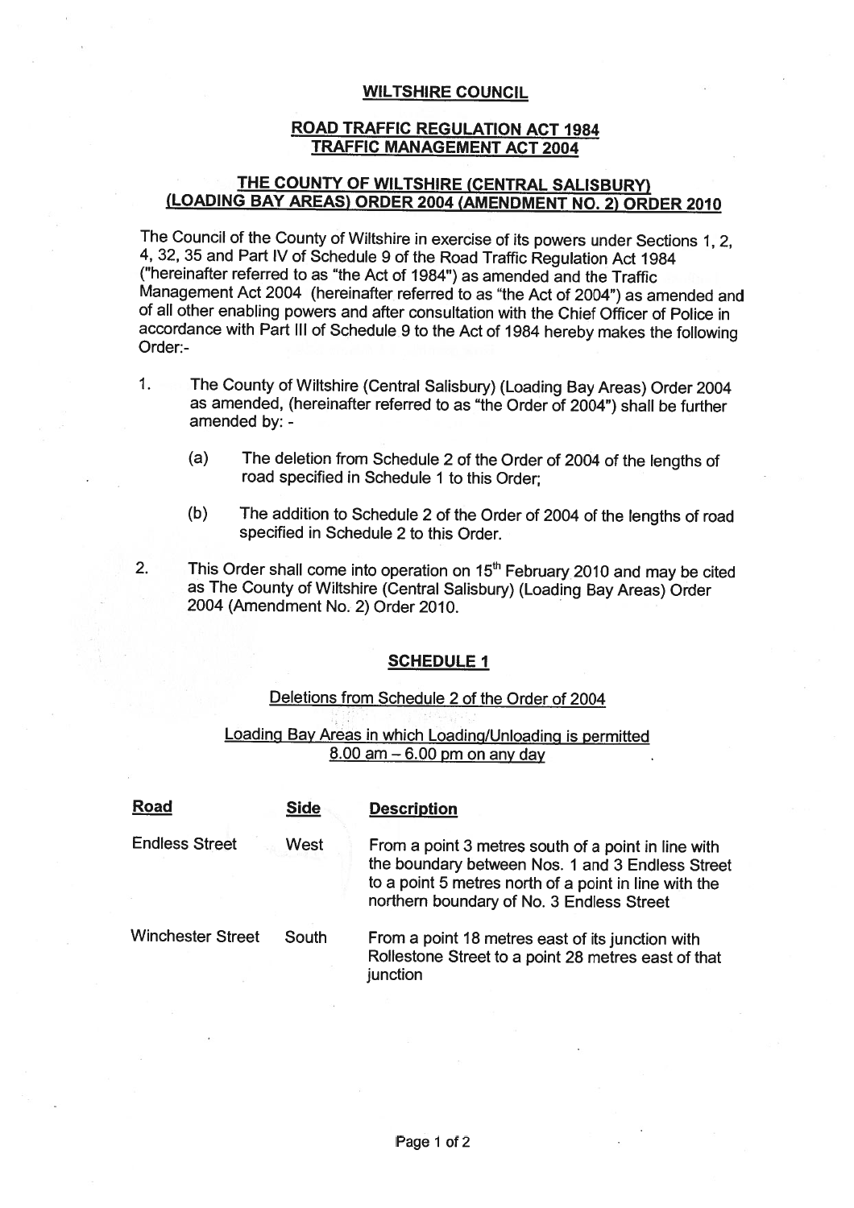# WILTSHIRE COUNCIL

## ROAD TRAFFIC REGULATION ACT 1984
## TRAFFIC MANAGEMENT ACT 2004

## THE COUNTY OF WILTSHIRE (CENTRAL SALISBURY) (LOADING BAY AREAS) ORDER 2004 (AMENDMENT NO. 2) ORDER 2010

The Council of the County of Wiltshire in exercise of its powers under Sections 1, 2, 4, 32, 35 and Part IV of Schedule 9 of the Road Traffic Regulation Act 1984 ("hereinafter referred to as "the Act of 1984") as amended and the Traffic Management Act 2004 (hereinafter referred to as "the Act of 2004") as amended and of all other enabling powers and after consultation with the Chief Officer of Police in accordance with Part III of Schedule 9 to the Act of 1984 hereby makes the following Order:-

1. The County of Wiltshire (Central Salisbury) (Loading Bay Areas) Order 2004 as amended, (hereinafter referred to as "the Order of 2004") shall be further amended by: -

   (a) The deletion from Schedule 2 of the Order of 2004 of the lengths of road specified in Schedule 1 to this Order;

   (b) The addition to Schedule 2 of the Order of 2004 of the lengths of road specified in Schedule 2 to this Order.

2. This Order shall come into operation on 15th February 2010 and may be cited as The County of Wiltshire (Central Salisbury) (Loading Bay Areas) Order 2004 (Amendment No. 2) Order 2010.

### SCHEDULE 1

Deletions from Schedule 2 of the Order of 2004

Loading Bay Areas in which Loading/Unloading is permitted 8.00 am – 6.00 pm on any day

| Road | Side | Description |
|---|---|---|
| Endless Street | West | From a point 3 metres south of a point in line with the boundary between Nos. 1 and 3 Endless Street to a point 5 metres north of a point in line with the northern boundary of No. 3 Endless Street |
| Winchester Street | South | From a point 18 metres east of its junction with Rollestone Street to a point 28 metres east of that junction |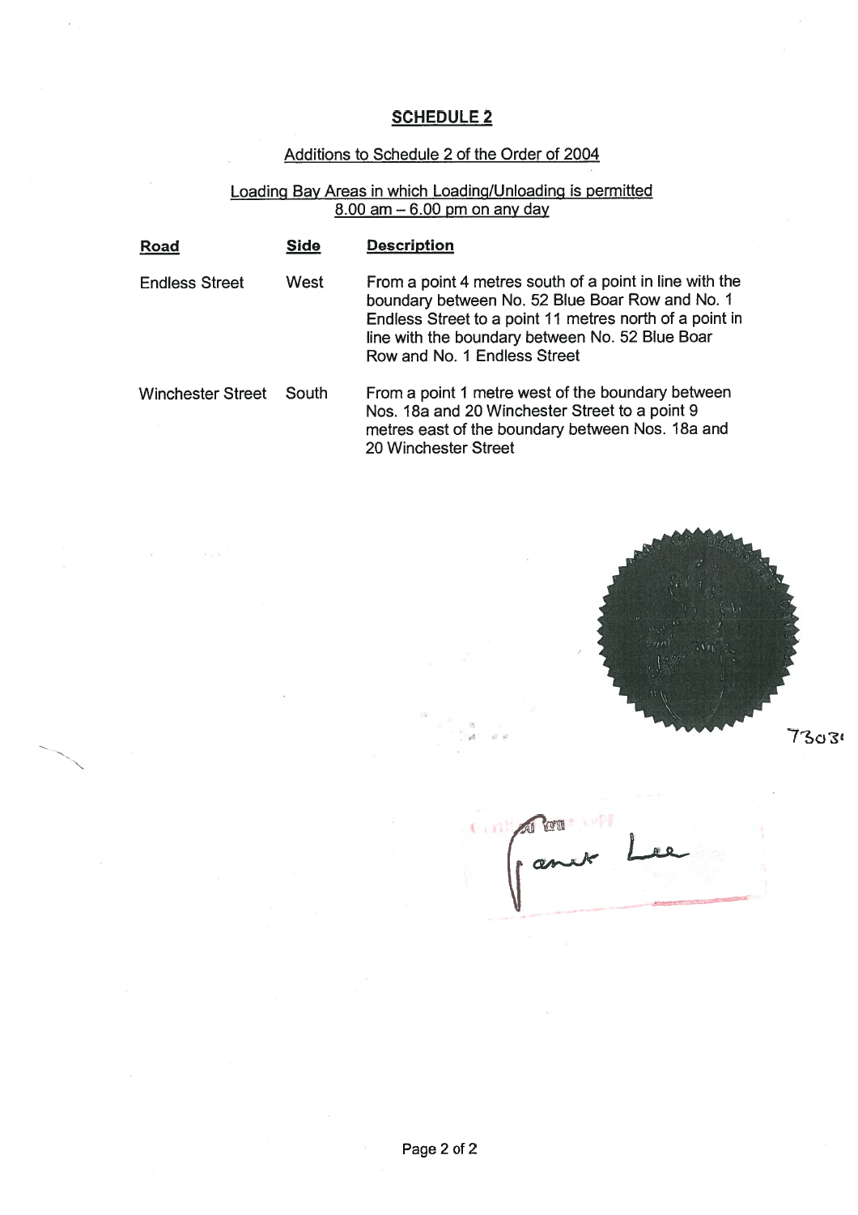## SCHEDULE 2

Additions to Schedule 2 of the Order of 2004

Loading Bay Areas in which Loading/Unloading is permitted
8.00 am – 6.00 pm on any day

| Road | Side | Description |
|---|---|---|
| Endless Street | West | From a point 4 metres south of a point in line with the boundary between No. 52 Blue Boar Row and No. 1 Endless Street to a point 11 metres north of a point in line with the boundary between No. 52 Blue Boar Row and No. 1 Endless Street |
| Winchester Street | South | From a point 1 metre west of the boundary between Nos. 18a and 20 Winchester Street to a point 9 metres east of the boundary between Nos. 18a and 20 Winchester Street |

7303

Janet Lee